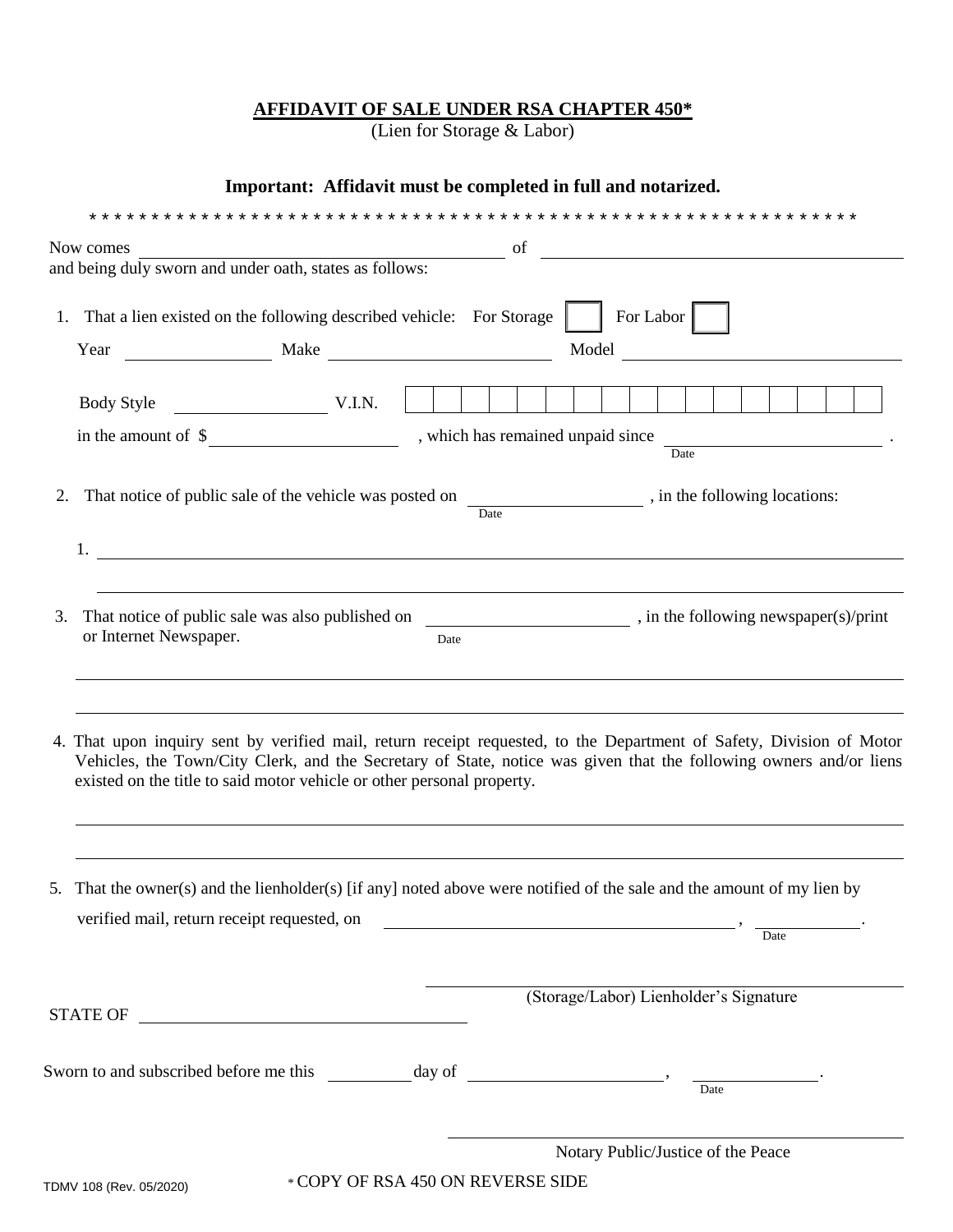**AFFIDAVIT OF SALE UNDER RSA CHAPTER 450***

(Lien for Storage & Labor)

**Important: Affidavit must be completed in full and notarized.**

\* \* \* \* \* \* \* \* \* \* \* \* \* \* \* \* \* \* \* \* \* \* \* \* \* \* \* \* \* \* \* \* \* \* \* \* \* \* \* \* \* \* \* \* \* \* \* \* \* \* \* \* \* \* \* \* \* \* \* \* \* \* \* \* \*

Now comes ______________________________ of ______________________________
and being duly sworn and under oath, states as follows:

1. That a lien existed on the following described vehicle: For Storage ☐ For Labor ☐

   Year ____________ Make ____________________ Model ________________________

   Body Style ____________ V.I.N. | | | | | | | | | | | | | | | | | |

   in the amount of $ ________________ , which has remained unpaid since ________________ .
   Date

2. That notice of public sale of the vehicle was posted on ________________ , in the following locations:
   Date

   1. ______________________________________________________________________

   ______________________________________________________________________

3. That notice of public sale was also published on ________________ , in the following newspaper(s)/print or Internet Newspaper.
   Date

______________________________________________________________________

______________________________________________________________________

4. That upon inquiry sent by verified mail, return receipt requested, to the Department of Safety, Division of Motor Vehicles, the Town/City Clerk, and the Secretary of State, notice was given that the following owners and/or liens existed on the title to said motor vehicle or other personal property.

______________________________________________________________________

______________________________________________________________________

5. That the owner(s) and the lienholder(s) [if any] noted above were notified of the sale and the amount of my lien by verified mail, return receipt requested, on ______________________________ , __________ .
   Date

______________________________
(Storage/Labor) Lienholder's Signature

STATE OF ______________________________

Sworn to and subscribed before me this ________ day of ____________________ , __________ .
Date

______________________________
Notary Public/Justice of the Peace

TDMV 108 (Rev. 05/2020)

\* COPY OF RSA 450 ON REVERSE SIDE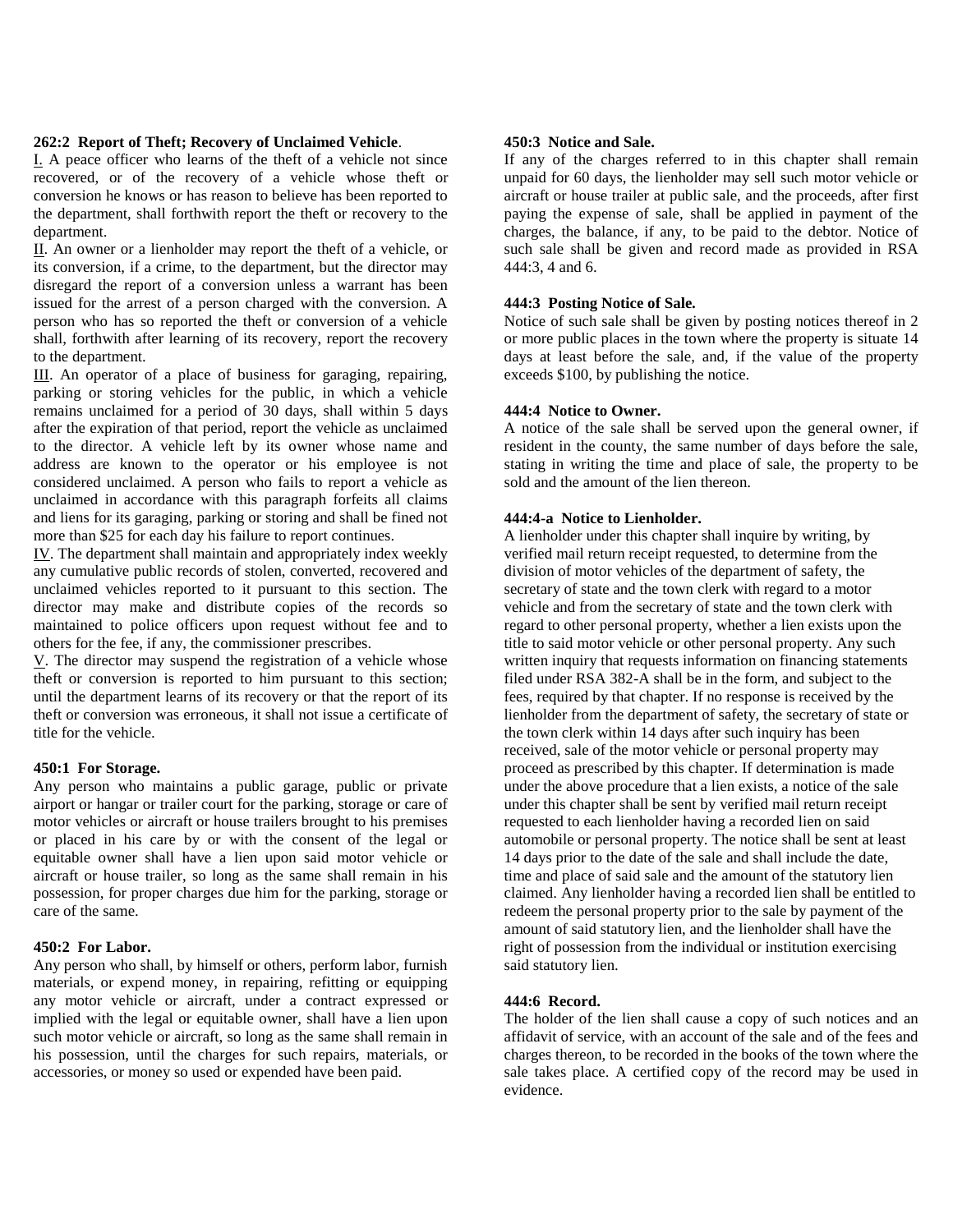**262:2 Report of Theft; Recovery of Unclaimed Vehicle**.

I. A peace officer who learns of the theft of a vehicle not since recovered, or of the recovery of a vehicle whose theft or conversion he knows or has reason to believe has been reported to the department, shall forthwith report the theft or recovery to the department.

II. An owner or a lienholder may report the theft of a vehicle, or its conversion, if a crime, to the department, but the director may disregard the report of a conversion unless a warrant has been issued for the arrest of a person charged with the conversion. A person who has so reported the theft or conversion of a vehicle shall, forthwith after learning of its recovery, report the recovery to the department.

III. An operator of a place of business for garaging, repairing, parking or storing vehicles for the public, in which a vehicle remains unclaimed for a period of 30 days, shall within 5 days after the expiration of that period, report the vehicle as unclaimed to the director. A vehicle left by its owner whose name and address are known to the operator or his employee is not considered unclaimed. A person who fails to report a vehicle as unclaimed in accordance with this paragraph forfeits all claims and liens for its garaging, parking or storing and shall be fined not more than $25 for each day his failure to report continues.

IV. The department shall maintain and appropriately index weekly any cumulative public records of stolen, converted, recovered and unclaimed vehicles reported to it pursuant to this section. The director may make and distribute copies of the records so maintained to police officers upon request without fee and to others for the fee, if any, the commissioner prescribes.

V. The director may suspend the registration of a vehicle whose theft or conversion is reported to him pursuant to this section; until the department learns of its recovery or that the report of its theft or conversion was erroneous, it shall not issue a certificate of title for the vehicle.

**450:1 For Storage.**

Any person who maintains a public garage, public or private airport or hangar or trailer court for the parking, storage or care of motor vehicles or aircraft or house trailers brought to his premises or placed in his care by or with the consent of the legal or equitable owner shall have a lien upon said motor vehicle or aircraft or house trailer, so long as the same shall remain in his possession, for proper charges due him for the parking, storage or care of the same.

**450:2 For Labor.**

Any person who shall, by himself or others, perform labor, furnish materials, or expend money, in repairing, refitting or equipping any motor vehicle or aircraft, under a contract expressed or implied with the legal or equitable owner, shall have a lien upon such motor vehicle or aircraft, so long as the same shall remain in his possession, until the charges for such repairs, materials, or accessories, or money so used or expended have been paid.

**450:3 Notice and Sale.**

If any of the charges referred to in this chapter shall remain unpaid for 60 days, the lienholder may sell such motor vehicle or aircraft or house trailer at public sale, and the proceeds, after first paying the expense of sale, shall be applied in payment of the charges, the balance, if any, to be paid to the debtor. Notice of such sale shall be given and record made as provided in RSA 444:3, 4 and 6.

**444:3 Posting Notice of Sale.**

Notice of such sale shall be given by posting notices thereof in 2 or more public places in the town where the property is situate 14 days at least before the sale, and, if the value of the property exceeds $100, by publishing the notice.

**444:4 Notice to Owner.**

A notice of the sale shall be served upon the general owner, if resident in the county, the same number of days before the sale, stating in writing the time and place of sale, the property to be sold and the amount of the lien thereon.

**444:4-a Notice to Lienholder.**

A lienholder under this chapter shall inquire by writing, by verified mail return receipt requested, to determine from the division of motor vehicles of the department of safety, the secretary of state and the town clerk with regard to a motor vehicle and from the secretary of state and the town clerk with regard to other personal property, whether a lien exists upon the title to said motor vehicle or other personal property. Any such written inquiry that requests information on financing statements filed under RSA 382-A shall be in the form, and subject to the fees, required by that chapter. If no response is received by the lienholder from the department of safety, the secretary of state or the town clerk within 14 days after such inquiry has been received, sale of the motor vehicle or personal property may proceed as prescribed by this chapter. If determination is made under the above procedure that a lien exists, a notice of the sale under this chapter shall be sent by verified mail return receipt requested to each lienholder having a recorded lien on said automobile or personal property. The notice shall be sent at least 14 days prior to the date of the sale and shall include the date, time and place of said sale and the amount of the statutory lien claimed. Any lienholder having a recorded lien shall be entitled to redeem the personal property prior to the sale by payment of the amount of said statutory lien, and the lienholder shall have the right of possession from the individual or institution exercising said statutory lien.

**444:6 Record.**

The holder of the lien shall cause a copy of such notices and an affidavit of service, with an account of the sale and of the fees and charges thereon, to be recorded in the books of the town where the sale takes place. A certified copy of the record may be used in evidence.